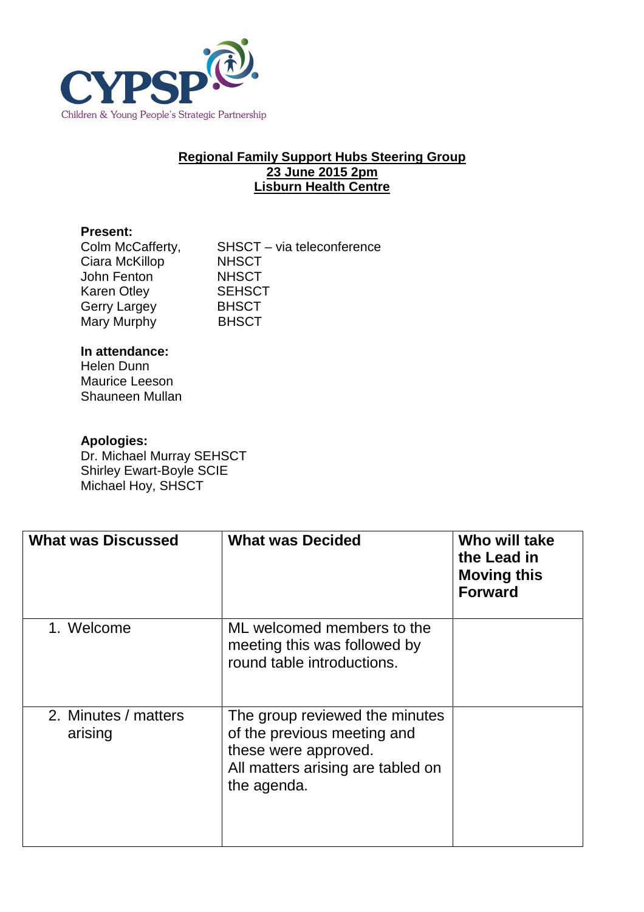CYPSP
Children & Young People's Strategic Partnership

**Regional Family Support Hubs Steering Group**
**23 June 2015 2pm**
**Lisburn Health Centre**

**Present:**

Colm McCafferty, SHSCT – via teleconference
Ciara McKillop NHSCT
John Fenton NHSCT
Karen Otley SEHSCT
Gerry Largey BHSCT
Mary Murphy BHSCT

**In attendance:**

Helen Dunn
Maurice Leeson
Shauneen Mullan

**Apologies:**

Dr. Michael Murray SEHSCT
Shirley Ewart-Boyle SCIE
Michael Hoy, SHSCT

| What was Discussed | What was Decided | Who will take the Lead in Moving this Forward |
|---|---|---|
| 1. Welcome | ML welcomed members to the meeting this was followed by round table introductions. | |
| 2. Minutes / matters arising | The group reviewed the minutes of the previous meeting and these were approved.<br>All matters arising are tabled on the agenda. | |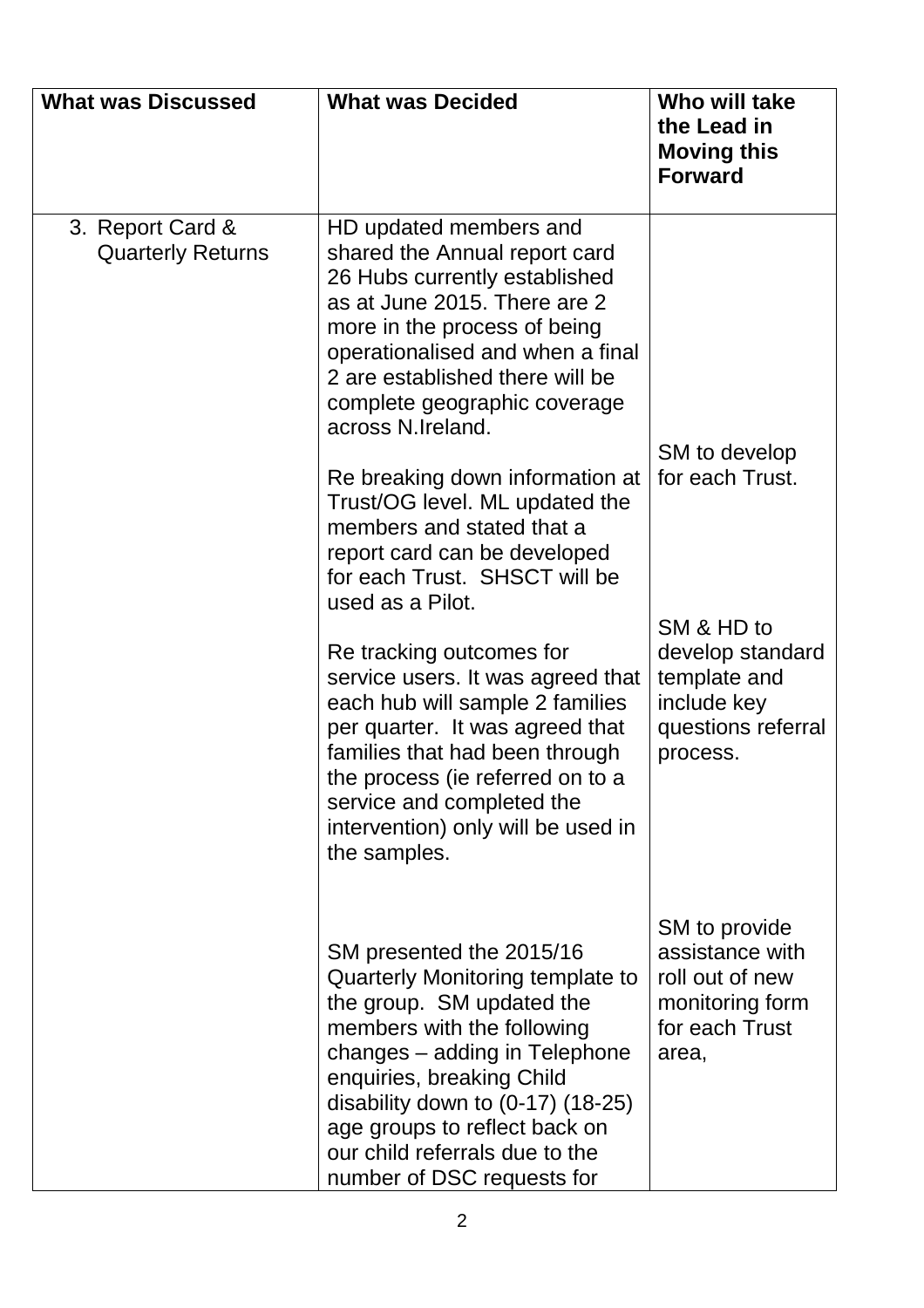| What was Discussed | What was Decided | Who will take the Lead in Moving this Forward |
|---|---|---|
| 3. Report Card & Quarterly Returns | HD updated members and shared the Annual report card 26 Hubs currently established as at June 2015. There are 2 more in the process of being operationalised and when a final 2 are established there will be complete geographic coverage across N.Ireland. | |
| | Re breaking down information at Trust/OG level. ML updated the members and stated that a report card can be developed for each Trust. SHSCT will be used as a Pilot. | SM to develop for each Trust. |
| | Re tracking outcomes for service users. It was agreed that each hub will sample 2 families per quarter. It was agreed that families that had been through the process (ie referred on to a service and completed the intervention) only will be used in the samples. | SM & HD to develop standard template and include key questions referral process. |
| | SM presented the 2015/16 Quarterly Monitoring template to the group. SM updated the members with the following changes – adding in Telephone enquiries, breaking Child disability down to (0-17) (18-25) age groups to reflect back on our child referrals due to the number of DSC requests for | SM to provide assistance with roll out of new monitoring form for each Trust area, |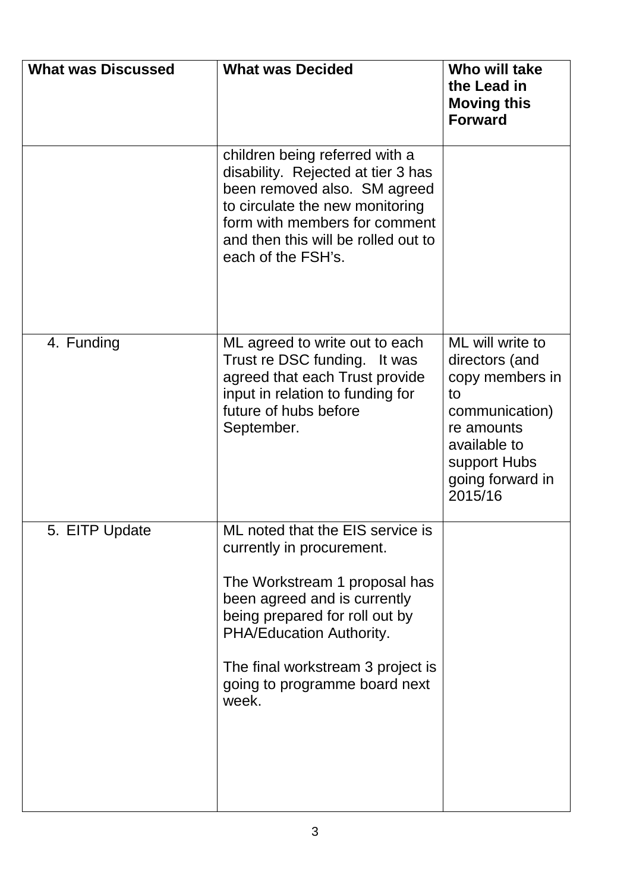| What was Discussed | What was Decided | Who will take the Lead in Moving this Forward |
|---|---|---|
| | children being referred with a disability. Rejected at tier 3 has been removed also. SM agreed to circulate the new monitoring form with members for comment and then this will be rolled out to each of the FSH's. | |
| 4. Funding | ML agreed to write out to each Trust re DSC funding. It was agreed that each Trust provide input in relation to funding for future of hubs before September. | ML will write to directors (and copy members in to communication) re amounts available to support Hubs going forward in 2015/16 |
| 5. EITP Update | ML noted that the EIS service is currently in procurement.<br><br>The Workstream 1 proposal has been agreed and is currently being prepared for roll out by PHA/Education Authority.<br><br>The final workstream 3 project is going to programme board next week. | |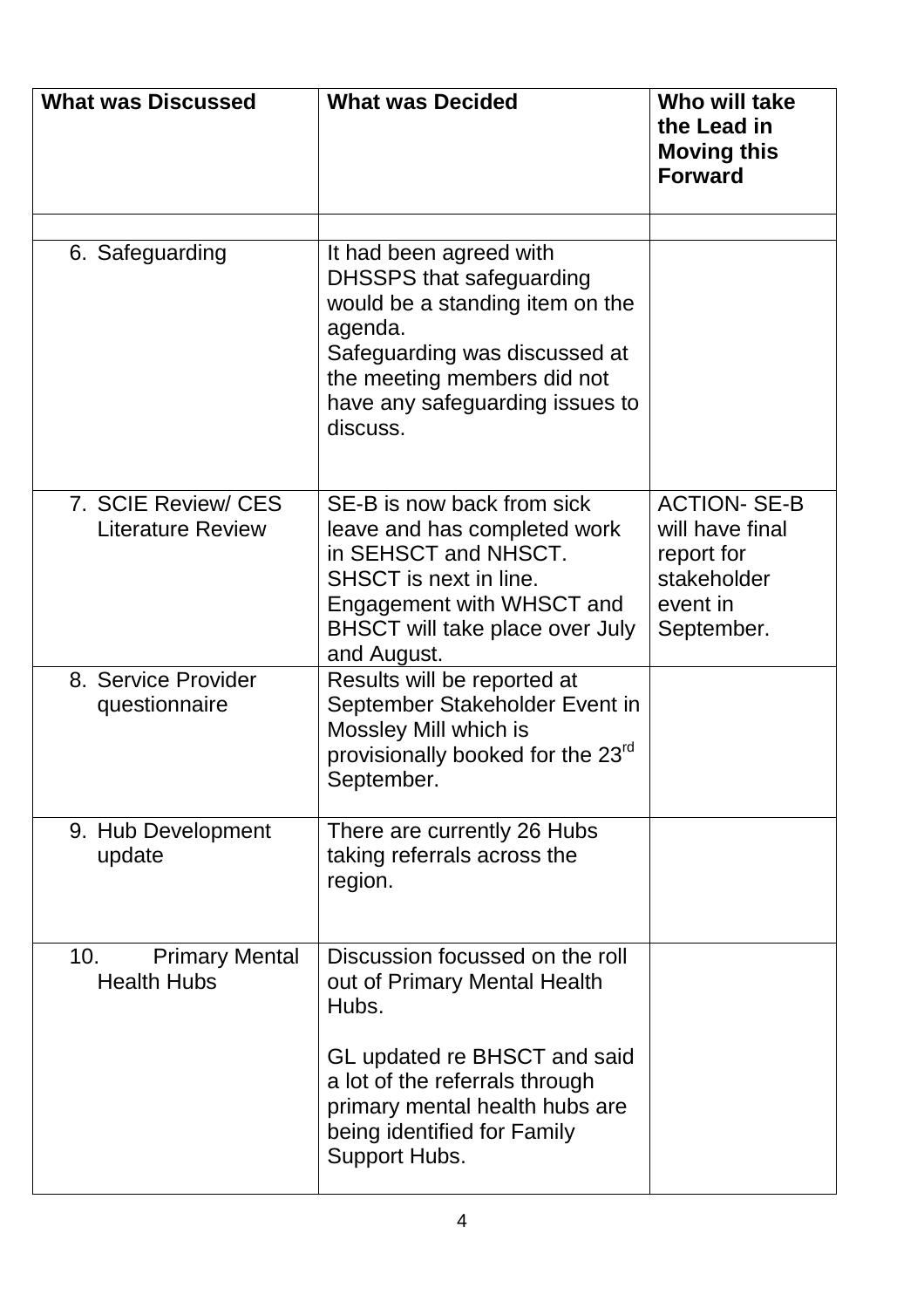| What was Discussed | What was Decided | Who will take the Lead in Moving this Forward |
|---|---|---|
| | | |
| 6. Safeguarding | It had been agreed with DHSSPS that safeguarding would be a standing item on the agenda.<br>Safeguarding was discussed at the meeting members did not have any safeguarding issues to discuss. | |
| 7. SCIE Review/ CES Literature Review | SE-B is now back from sick leave and has completed work in SEHSCT and NHSCT. SHSCT is next in line. Engagement with WHSCT and BHSCT will take place over July and August. | ACTION- SE-B will have final report for stakeholder event in September. |
| 8. Service Provider questionnaire | Results will be reported at September Stakeholder Event in Mossley Mill which is provisionally booked for the 23rd September. | |
| 9. Hub Development update | There are currently 26 Hubs taking referrals across the region. | |
| 10. Primary Mental Health Hubs | Discussion focussed on the roll out of Primary Mental Health Hubs.<br><br>GL updated re BHSCT and said a lot of the referrals through primary mental health hubs are being identified for Family Support Hubs. | |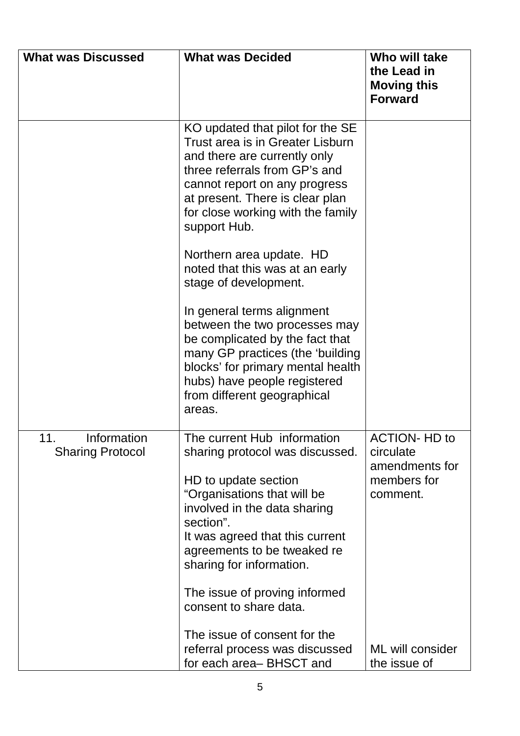| What was Discussed | What was Decided | Who will take the Lead in Moving this Forward |
|---|---|---|
| | KO updated that pilot for the SE Trust area is in Greater Lisburn and there are currently only three referrals from GP's and cannot report on any progress at present. There is clear plan for close working with the family support Hub.<br><br>Northern area update. HD noted that this was at an early stage of development.<br><br>In general terms alignment between the two processes may be complicated by the fact that many GP practices (the 'building blocks' for primary mental health hubs) have people registered from different geographical areas. | |
| 11. Information Sharing Protocol | The current Hub information sharing protocol was discussed.<br><br>HD to update section "Organisations that will be involved in the data sharing section".<br>It was agreed that this current agreements to be tweaked re sharing for information.<br><br>The issue of proving informed consent to share data.<br><br>The issue of consent for the referral process was discussed for each area– BHSCT and | ACTION- HD to circulate amendments for members for comment.<br><br>ML will consider the issue of |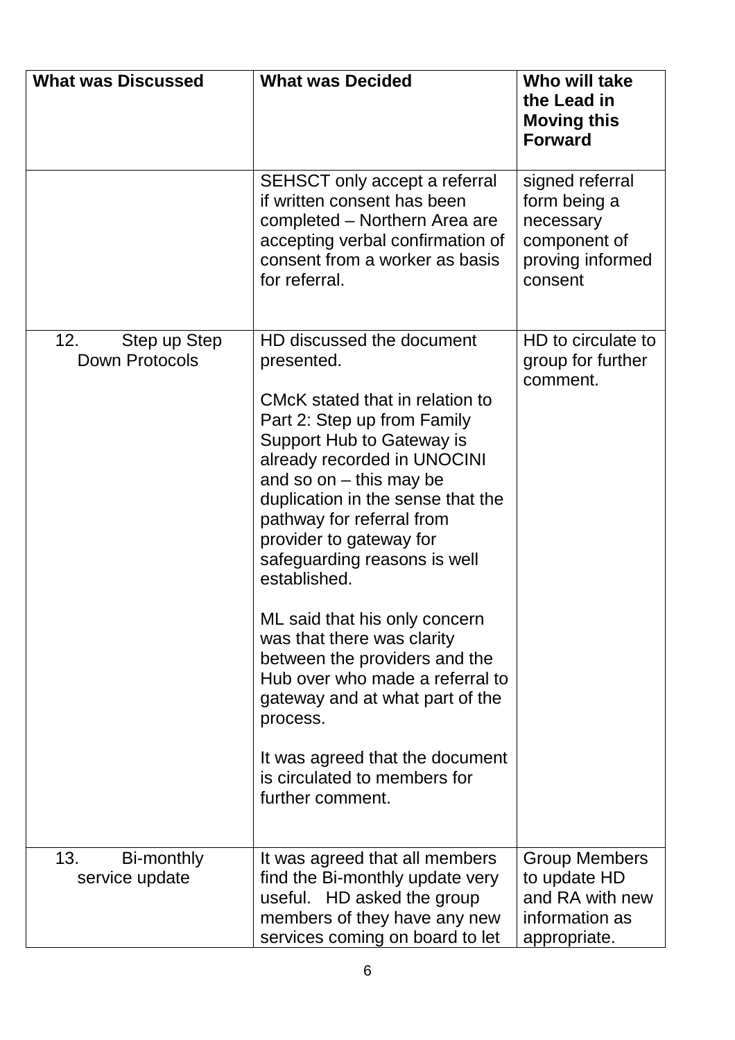| What was Discussed | What was Decided | Who will take the Lead in Moving this Forward |
| --- | --- | --- |
| | SEHSCT only accept a referral if written consent has been completed – Northern Area are accepting verbal confirmation of consent from a worker as basis for referral. | signed referral form being a necessary component of proving informed consent |
| 12. Step up Step Down Protocols | HD discussed the document presented.<br><br>CMcK stated that in relation to Part 2: Step up from Family Support Hub to Gateway is already recorded in UNOCINI and so on – this may be duplication in the sense that the pathway for referral from provider to gateway for safeguarding reasons is well established.<br><br>ML said that his only concern was that there was clarity between the providers and the Hub over who made a referral to gateway and at what part of the process.<br><br>It was agreed that the document is circulated to members for further comment. | HD to circulate to group for further comment. |
| 13. Bi-monthly service update | It was agreed that all members find the Bi-monthly update very useful. HD asked the group members of they have any new services coming on board to let | Group Members to update HD and RA with new information as appropriate. |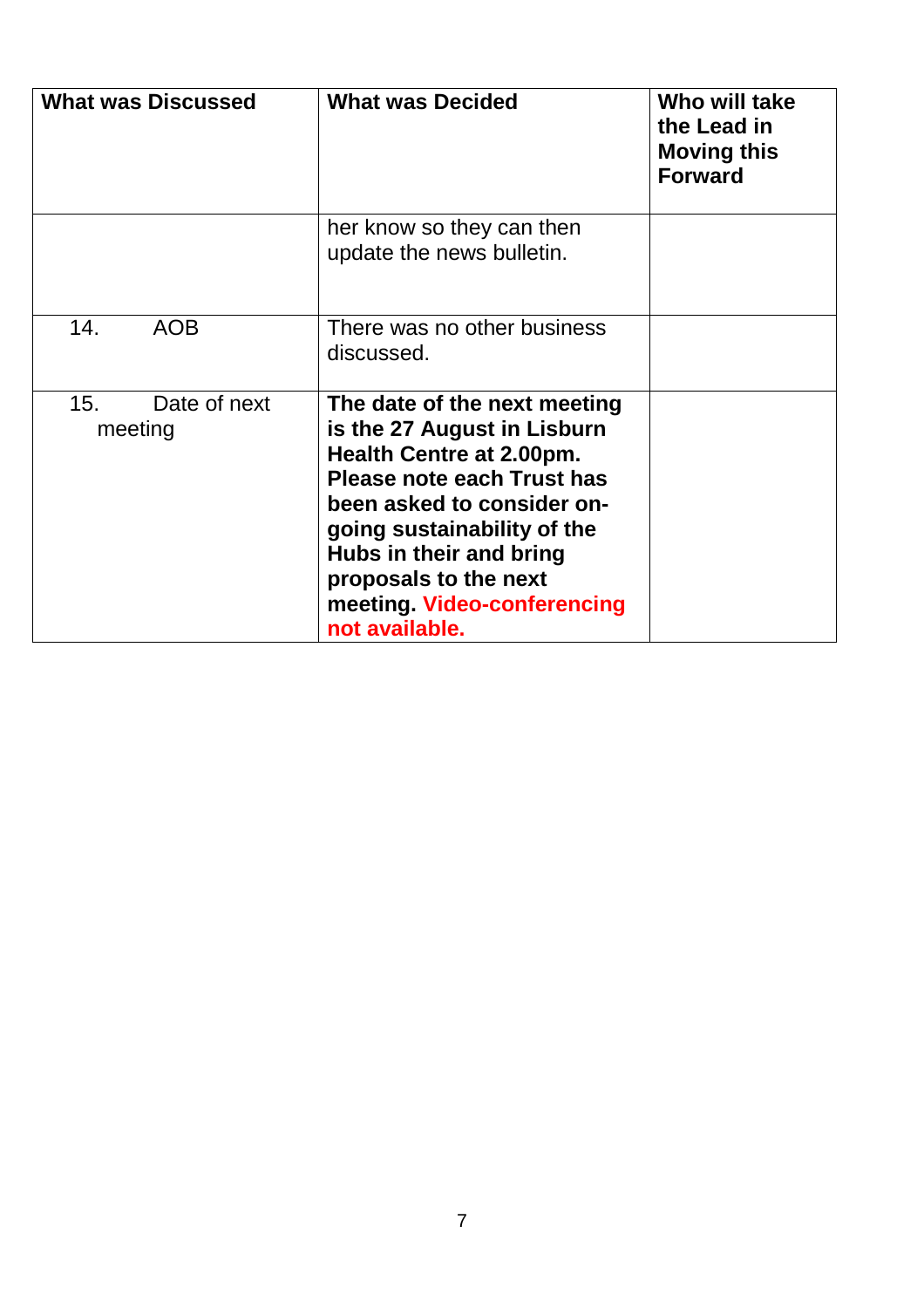| What was Discussed | What was Decided | Who will take the Lead in Moving this Forward |
|---|---|---|
| | her know so they can then update the news bulletin. | |
| 14. AOB | There was no other business discussed. | |
| 15. Date of next meeting | **The date of the next meeting is the 27 August in Lisburn Health Centre at 2.00pm. Please note each Trust has been asked to consider on-going sustainability of the Hubs in their and bring proposals to the next meeting. Video-conferencing not available.** | |